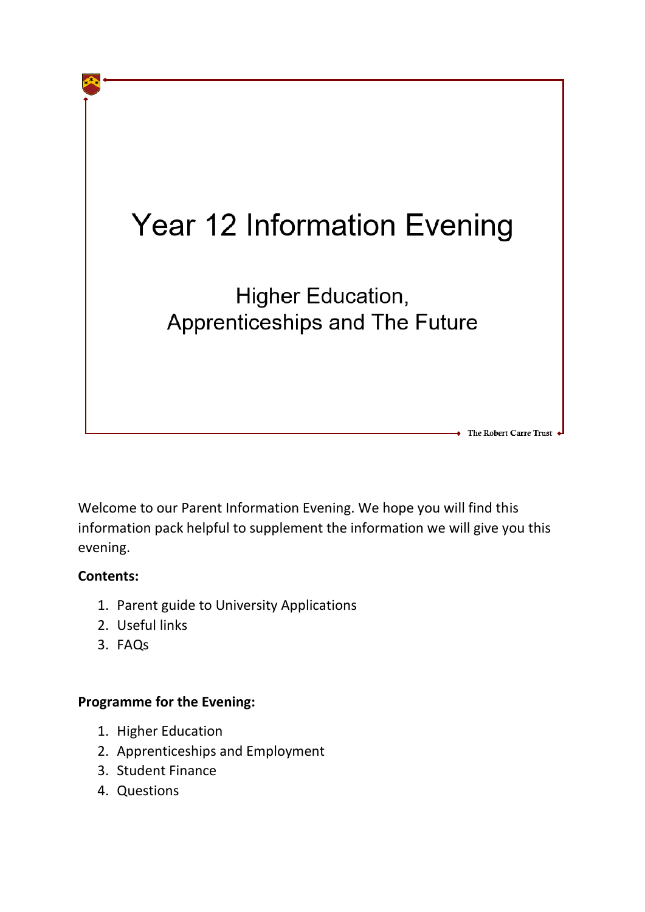# Year 12 Information Evening

## Higher Education, Apprenticeships and The Future

The Robert Carre Trust

Welcome to our Parent Information Evening. We hope you will find this information pack helpful to supplement the information we will give you this evening.

**Contents:**

1. Parent guide to University Applications
2. Useful links
3. FAQs

**Programme for the Evening:**

1. Higher Education
2. Apprenticeships and Employment
3. Student Finance
4. Questions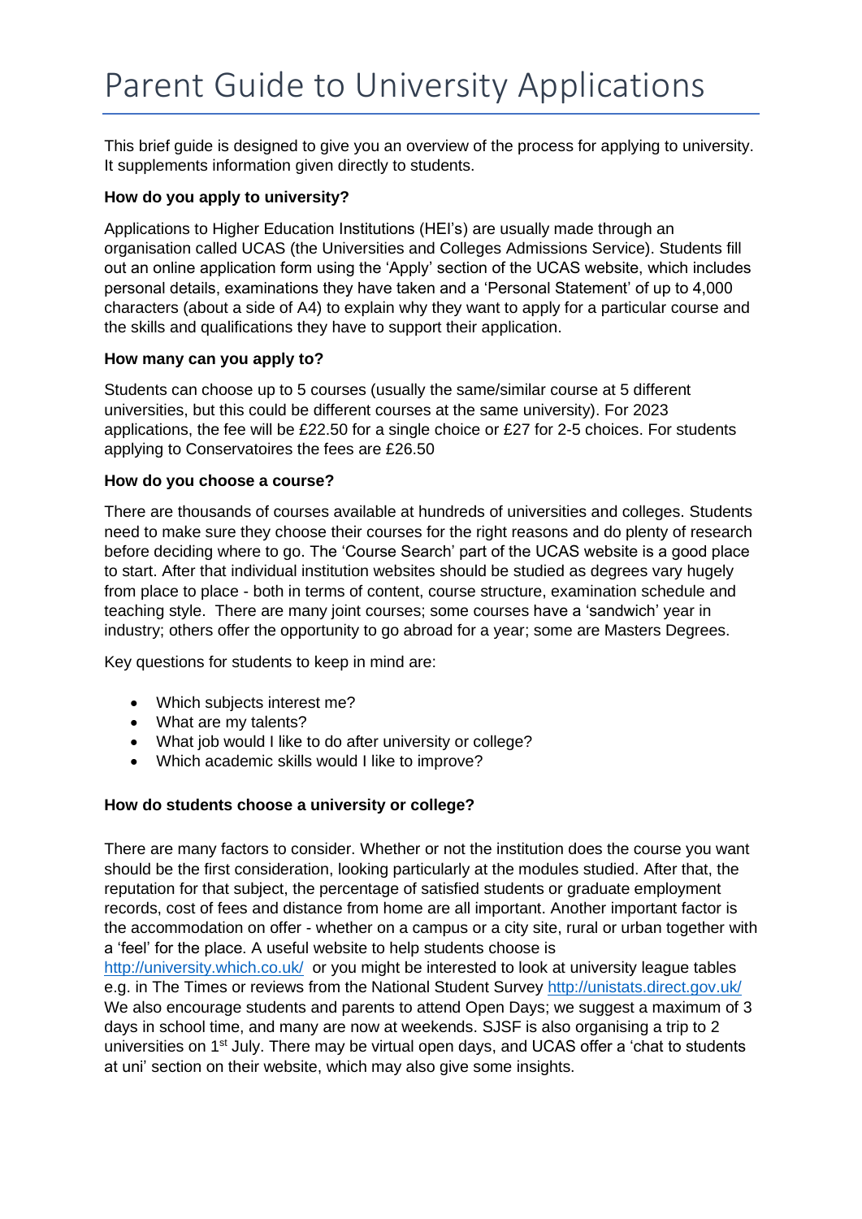# Parent Guide to University Applications

This brief guide is designed to give you an overview of the process for applying to university. It supplements information given directly to students.

**How do you apply to university?**

Applications to Higher Education Institutions (HEI's) are usually made through an organisation called UCAS (the Universities and Colleges Admissions Service). Students fill out an online application form using the 'Apply' section of the UCAS website, which includes personal details, examinations they have taken and a 'Personal Statement' of up to 4,000 characters (about a side of A4) to explain why they want to apply for a particular course and the skills and qualifications they have to support their application.

**How many can you apply to?**

Students can choose up to 5 courses (usually the same/similar course at 5 different universities, but this could be different courses at the same university). For 2023 applications, the fee will be £22.50 for a single choice or £27 for 2-5 choices. For students applying to Conservatoires the fees are £26.50

**How do you choose a course?**

There are thousands of courses available at hundreds of universities and colleges. Students need to make sure they choose their courses for the right reasons and do plenty of research before deciding where to go. The 'Course Search' part of the UCAS website is a good place to start. After that individual institution websites should be studied as degrees vary hugely from place to place - both in terms of content, course structure, examination schedule and teaching style. There are many joint courses; some courses have a 'sandwich' year in industry; others offer the opportunity to go abroad for a year; some are Masters Degrees.

Key questions for students to keep in mind are:

- Which subjects interest me?
- What are my talents?
- What job would I like to do after university or college?
- Which academic skills would I like to improve?

**How do students choose a university or college?**

There are many factors to consider. Whether or not the institution does the course you want should be the first consideration, looking particularly at the modules studied. After that, the reputation for that subject, the percentage of satisfied students or graduate employment records, cost of fees and distance from home are all important. Another important factor is the accommodation on offer - whether on a campus or a city site, rural or urban together with a 'feel' for the place. A useful website to help students choose is http://university.which.co.uk/ or you might be interested to look at university league tables e.g. in The Times or reviews from the National Student Survey http://unistats.direct.gov.uk/ We also encourage students and parents to attend Open Days; we suggest a maximum of 3 days in school time, and many are now at weekends. SJSF is also organising a trip to 2 universities on 1st July. There may be virtual open days, and UCAS offer a 'chat to students at uni' section on their website, which may also give some insights.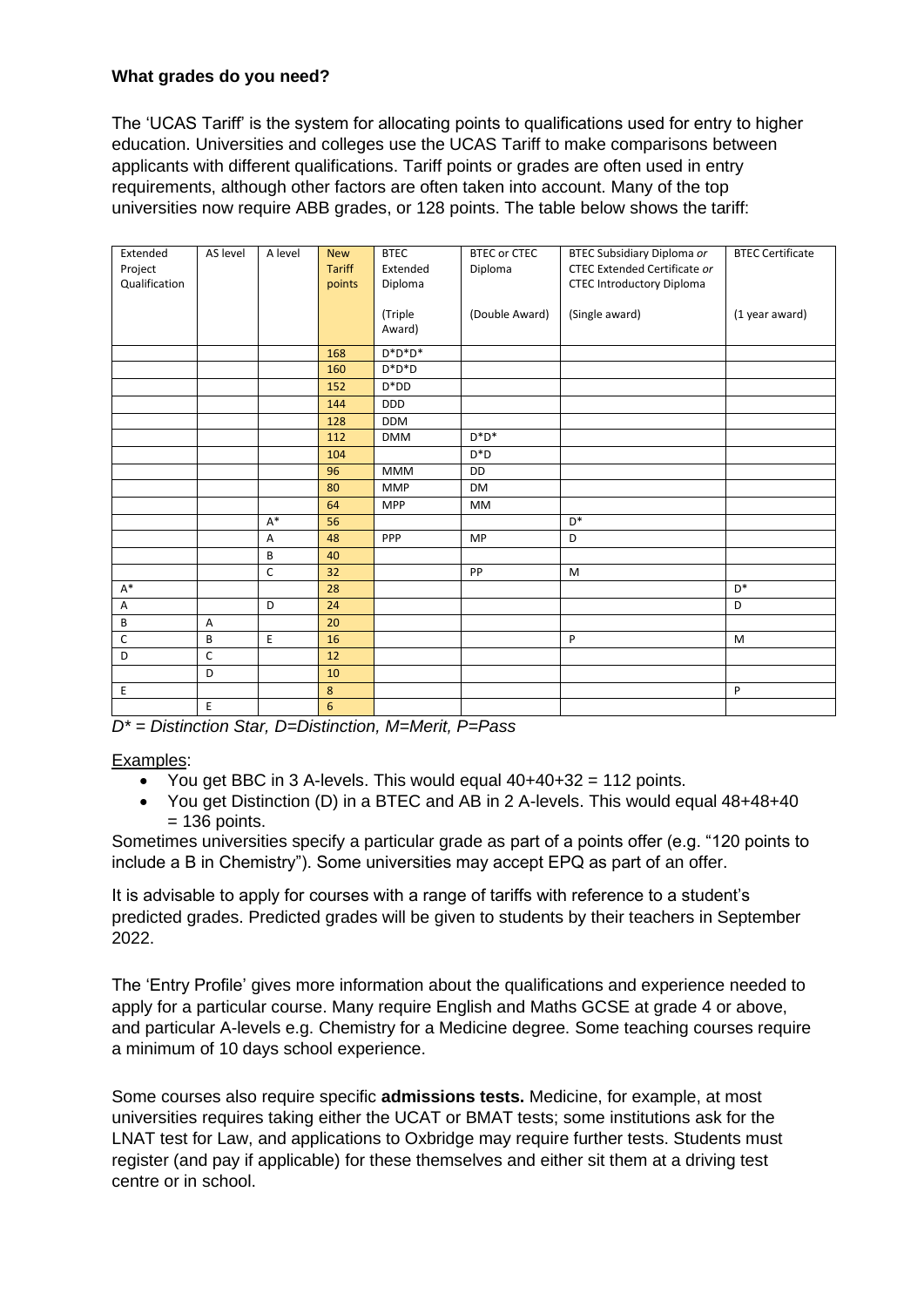**What grades do you need?**

The 'UCAS Tariff' is the system for allocating points to qualifications used for entry to higher education. Universities and colleges use the UCAS Tariff to make comparisons between applicants with different qualifications. Tariff points or grades are often used in entry requirements, although other factors are often taken into account. Many of the top universities now require ABB grades, or 128 points. The table below shows the tariff:

| Extended Project Qualification | AS level | A level | New Tariff points | BTEC Extended Diploma (Triple Award) | BTEC or CTEC Diploma (Double Award) | BTEC Subsidiary Diploma *or* CTEC Extended Certificate *or* CTEC Introductory Diploma (Single award) | BTEC Certificate (1 year award) |
|---|---|---|---|---|---|---|---|
| | | | 168 | D*D*D* | | | |
| | | | 160 | D*D*D | | | |
| | | | 152 | D*DD | | | |
| | | | 144 | DDD | | | |
| | | | 128 | DDM | | | |
| | | | 112 | DMM | D*D* | | |
| | | | 104 | | D*D | | |
| | | | 96 | MMM | DD | | |
| | | | 80 | MMP | DM | | |
| | | | 64 | MPP | MM | | |
| | | A* | 56 | | | D* | |
| | | A | 48 | PPP | MP | D | |
| | | B | 40 | | | | |
| | | C | 32 | | PP | M | |
| A* | | | 28 | | | | D* |
| A | | D | 24 | | | | D |
| B | A | | 20 | | | | |
| C | B | E | 16 | | | P | M |
| D | C | | 12 | | | | |
| | D | | 10 | | | | |
| E | | | 8 | | | | P |
| | E | | 6 | | | | |

*D* = Distinction Star, D=Distinction, M=Merit, P=Pass*

Examples:

- You get BBC in 3 A-levels. This would equal 40+40+32 = 112 points.
- You get Distinction (D) in a BTEC and AB in 2 A-levels. This would equal 48+48+40 = 136 points.

Sometimes universities specify a particular grade as part of a points offer (e.g. "120 points to include a B in Chemistry"). Some universities may accept EPQ as part of an offer.

It is advisable to apply for courses with a range of tariffs with reference to a student's predicted grades. Predicted grades will be given to students by their teachers in September 2022.

The 'Entry Profile' gives more information about the qualifications and experience needed to apply for a particular course. Many require English and Maths GCSE at grade 4 or above, and particular A-levels e.g. Chemistry for a Medicine degree. Some teaching courses require a minimum of 10 days school experience.

Some courses also require specific **admissions tests.** Medicine, for example, at most universities requires taking either the UCAT or BMAT tests; some institutions ask for the LNAT test for Law, and applications to Oxbridge may require further tests. Students must register (and pay if applicable) for these themselves and either sit them at a driving test centre or in school.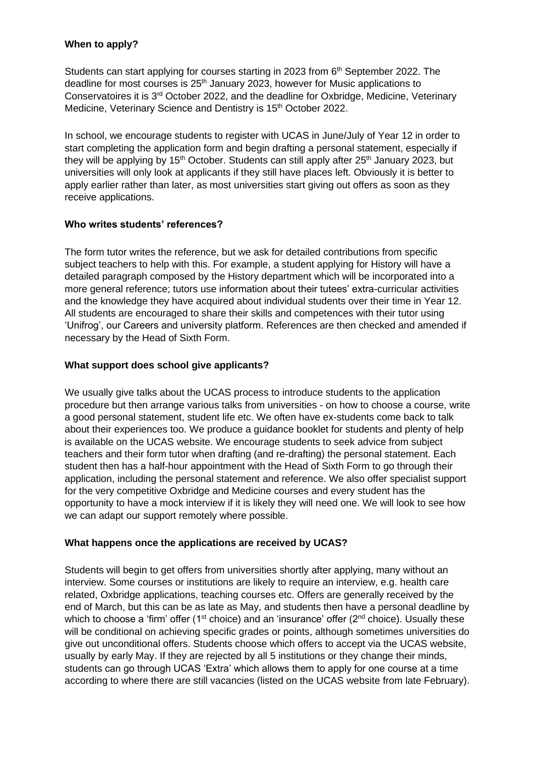**When to apply?**

Students can start applying for courses starting in 2023 from 6th September 2022. The deadline for most courses is 25th January 2023, however for Music applications to Conservatoires it is 3rd October 2022, and the deadline for Oxbridge, Medicine, Veterinary Medicine, Veterinary Science and Dentistry is 15th October 2022.

In school, we encourage students to register with UCAS in June/July of Year 12 in order to start completing the application form and begin drafting a personal statement, especially if they will be applying by 15th October. Students can still apply after 25th January 2023, but universities will only look at applicants if they still have places left. Obviously it is better to apply earlier rather than later, as most universities start giving out offers as soon as they receive applications.

**Who writes students' references?**

The form tutor writes the reference, but we ask for detailed contributions from specific subject teachers to help with this. For example, a student applying for History will have a detailed paragraph composed by the History department which will be incorporated into a more general reference; tutors use information about their tutees' extra-curricular activities and the knowledge they have acquired about individual students over their time in Year 12. All students are encouraged to share their skills and competences with their tutor using 'Unifrog', our Careers and university platform. References are then checked and amended if necessary by the Head of Sixth Form.

**What support does school give applicants?**

We usually give talks about the UCAS process to introduce students to the application procedure but then arrange various talks from universities - on how to choose a course, write a good personal statement, student life etc. We often have ex-students come back to talk about their experiences too. We produce a guidance booklet for students and plenty of help is available on the UCAS website. We encourage students to seek advice from subject teachers and their form tutor when drafting (and re-drafting) the personal statement. Each student then has a half-hour appointment with the Head of Sixth Form to go through their application, including the personal statement and reference. We also offer specialist support for the very competitive Oxbridge and Medicine courses and every student has the opportunity to have a mock interview if it is likely they will need one. We will look to see how we can adapt our support remotely where possible.

**What happens once the applications are received by UCAS?**

Students will begin to get offers from universities shortly after applying, many without an interview. Some courses or institutions are likely to require an interview, e.g. health care related, Oxbridge applications, teaching courses etc. Offers are generally received by the end of March, but this can be as late as May, and students then have a personal deadline by which to choose a 'firm' offer (1st choice) and an 'insurance' offer (2nd choice). Usually these will be conditional on achieving specific grades or points, although sometimes universities do give out unconditional offers. Students choose which offers to accept via the UCAS website, usually by early May. If they are rejected by all 5 institutions or they change their minds, students can go through UCAS 'Extra' which allows them to apply for one course at a time according to where there are still vacancies (listed on the UCAS website from late February).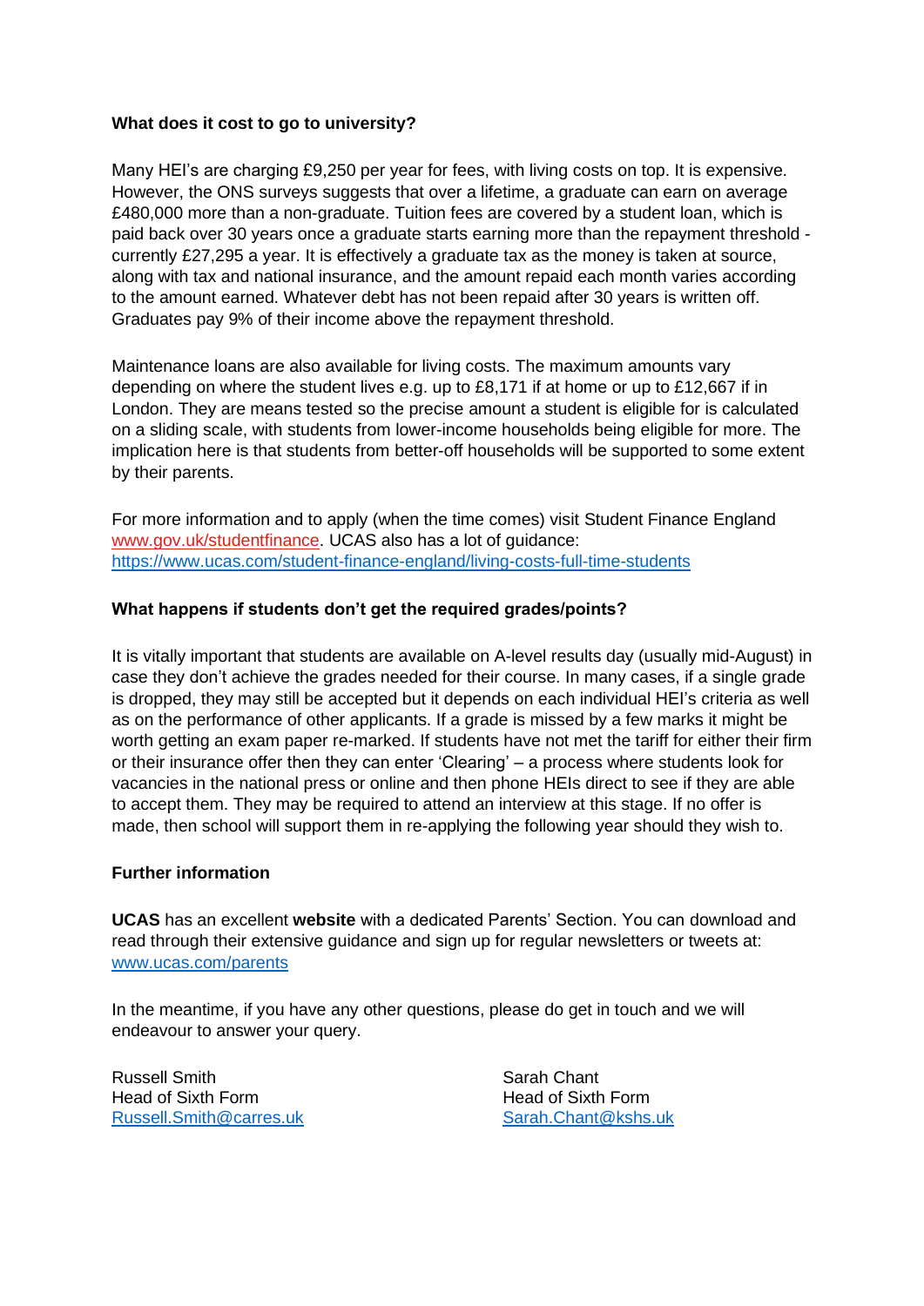**What does it cost to go to university?**

Many HEI's are charging £9,250 per year for fees, with living costs on top. It is expensive. However, the ONS surveys suggests that over a lifetime, a graduate can earn on average £480,000 more than a non-graduate. Tuition fees are covered by a student loan, which is paid back over 30 years once a graduate starts earning more than the repayment threshold - currently £27,295 a year. It is effectively a graduate tax as the money is taken at source, along with tax and national insurance, and the amount repaid each month varies according to the amount earned. Whatever debt has not been repaid after 30 years is written off. Graduates pay 9% of their income above the repayment threshold.

Maintenance loans are also available for living costs. The maximum amounts vary depending on where the student lives e.g. up to £8,171 if at home or up to £12,667 if in London. They are means tested so the precise amount a student is eligible for is calculated on a sliding scale, with students from lower-income households being eligible for more. The implication here is that students from better-off households will be supported to some extent by their parents.

For more information and to apply (when the time comes) visit Student Finance England www.gov.uk/studentfinance. UCAS also has a lot of guidance: https://www.ucas.com/student-finance-england/living-costs-full-time-students

**What happens if students don't get the required grades/points?**

It is vitally important that students are available on A-level results day (usually mid-August) in case they don't achieve the grades needed for their course. In many cases, if a single grade is dropped, they may still be accepted but it depends on each individual HEI's criteria as well as on the performance of other applicants. If a grade is missed by a few marks it might be worth getting an exam paper re-marked. If students have not met the tariff for either their firm or their insurance offer then they can enter 'Clearing' – a process where students look for vacancies in the national press or online and then phone HEIs direct to see if they are able to accept them. They may be required to attend an interview at this stage. If no offer is made, then school will support them in re-applying the following year should they wish to.

**Further information**

**UCAS** has an excellent **website** with a dedicated Parents' Section. You can download and read through their extensive guidance and sign up for regular newsletters or tweets at: www.ucas.com/parents

In the meantime, if you have any other questions, please do get in touch and we will endeavour to answer your query.

Russell Smith
Head of Sixth Form
Russell.Smith@carres.uk

Sarah Chant
Head of Sixth Form
Sarah.Chant@kshs.uk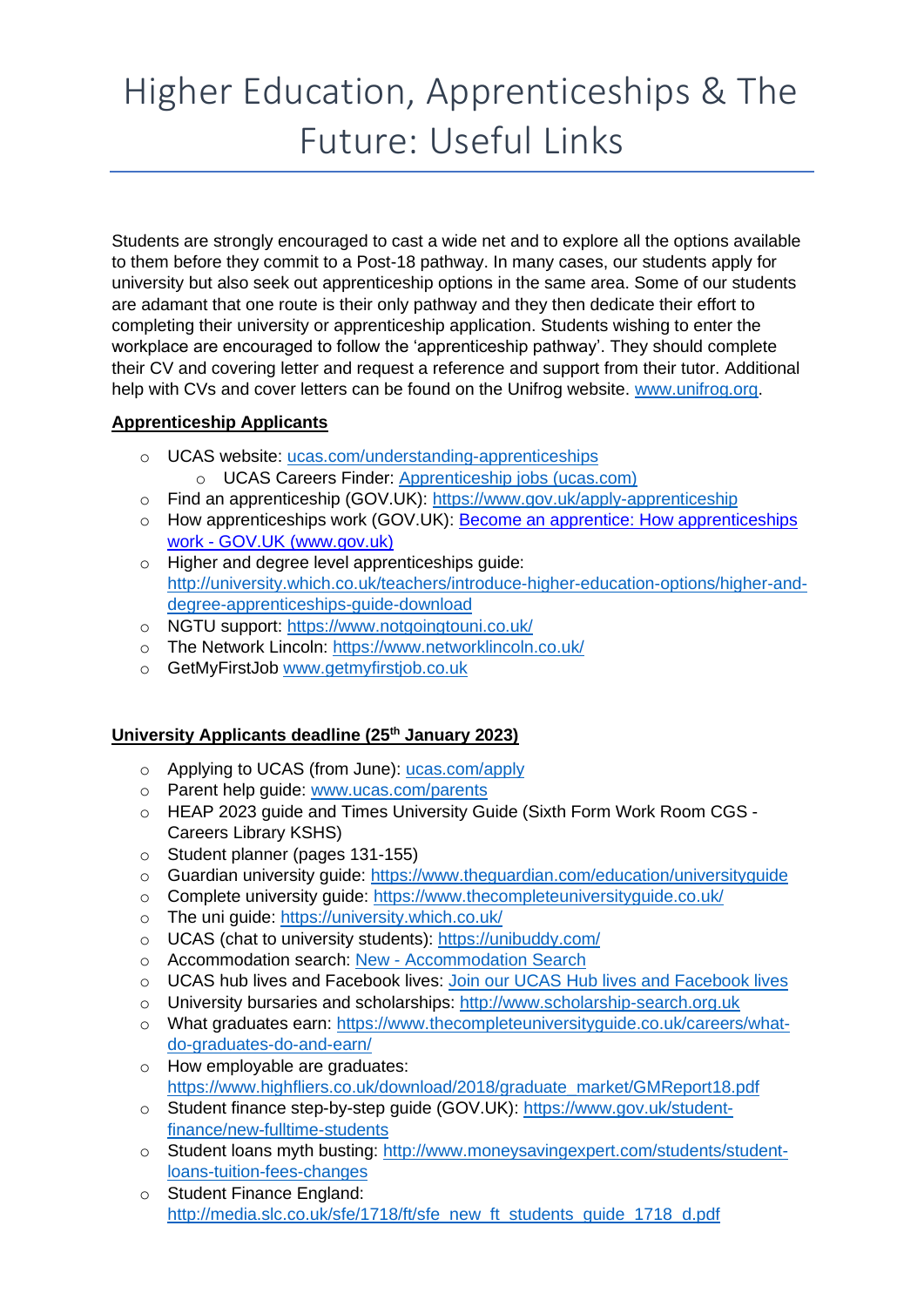# Higher Education, Apprenticeships & The Future: Useful Links

Students are strongly encouraged to cast a wide net and to explore all the options available to them before they commit to a Post-18 pathway. In many cases, our students apply for university but also seek out apprenticeship options in the same area. Some of our students are adamant that one route is their only pathway and they then dedicate their effort to completing their university or apprenticeship application. Students wishing to enter the workplace are encouraged to follow the 'apprenticeship pathway'. They should complete their CV and covering letter and request a reference and support from their tutor. Additional help with CVs and cover letters can be found on the Unifrog website. www.unifrog.org.

**Apprenticeship Applicants**

- UCAS website: ucas.com/understanding-apprenticeships
  - UCAS Careers Finder: Apprenticeship jobs (ucas.com)
- Find an apprenticeship (GOV.UK): https://www.gov.uk/apply-apprenticeship
- How apprenticeships work (GOV.UK): Become an apprentice: How apprenticeships work - GOV.UK (www.gov.uk)
- Higher and degree level apprenticeships guide: http://university.which.co.uk/teachers/introduce-higher-education-options/higher-and-degree-apprenticeships-guide-download
- NGTU support: https://www.notgoingtouni.co.uk/
- The Network Lincoln: https://www.networklincoln.co.uk/
- GetMyFirstJob www.getmyfirstjob.co.uk

**University Applicants deadline (25th January 2023)**

- Applying to UCAS (from June): ucas.com/apply
- Parent help guide: www.ucas.com/parents
- HEAP 2023 guide and Times University Guide (Sixth Form Work Room CGS - Careers Library KSHS)
- Student planner (pages 131-155)
- Guardian university guide: https://www.theguardian.com/education/universityguide
- Complete university guide: https://www.thecompleteuniversityguide.co.uk/
- The uni guide: https://university.which.co.uk/
- UCAS (chat to university students): https://unibuddy.com/
- Accommodation search: New - Accommodation Search
- UCAS hub lives and Facebook lives: Join our UCAS Hub lives and Facebook lives
- University bursaries and scholarships: http://www.scholarship-search.org.uk
- What graduates earn: https://www.thecompleteuniversityguide.co.uk/careers/what-do-graduates-do-and-earn/
- How employable are graduates: https://www.highfliers.co.uk/download/2018/graduate_market/GMReport18.pdf
- Student finance step-by-step guide (GOV.UK): https://www.gov.uk/student-finance/new-fulltime-students
- Student loans myth busting: http://www.moneysavingexpert.com/students/student-loans-tuition-fees-changes
- Student Finance England: http://media.slc.co.uk/sfe/1718/ft/sfe_new_ft_students_guide_1718_d.pdf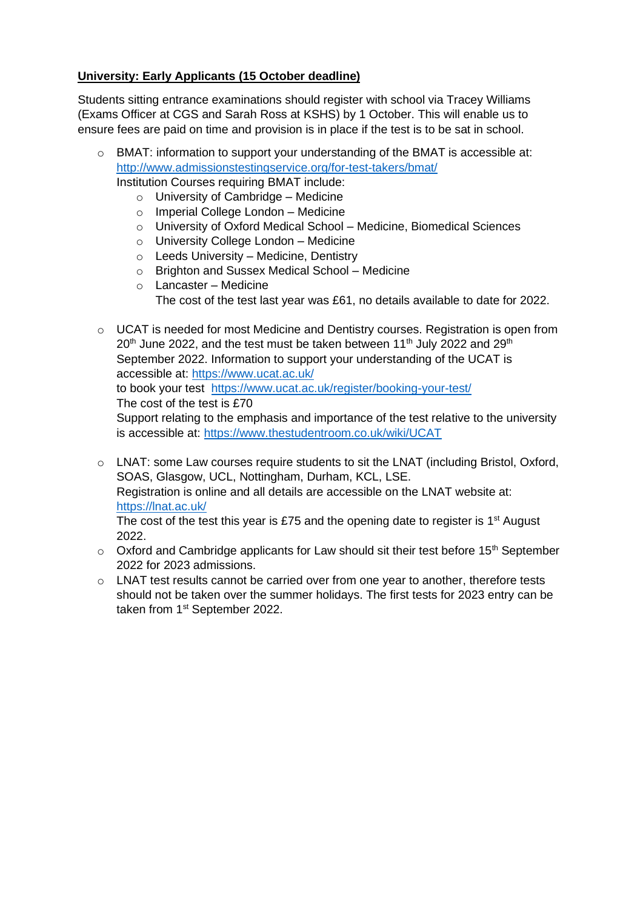**University: Early Applicants (15 October deadline)**

Students sitting entrance examinations should register with school via Tracey Williams (Exams Officer at CGS and Sarah Ross at KSHS) by 1 October. This will enable us to ensure fees are paid on time and provision is in place if the test is to be sat in school.

- BMAT: information to support your understanding of the BMAT is accessible at: [http://www.admissionstestingservice.org/for-test-takers/bmat/](http://www.admissionstestingservice.org/for-test-takers/bmat/)
  Institution Courses requiring BMAT include:
  - University of Cambridge – Medicine
  - Imperial College London – Medicine
  - University of Oxford Medical School – Medicine, Biomedical Sciences
  - University College London – Medicine
  - Leeds University – Medicine, Dentistry
  - Brighton and Sussex Medical School – Medicine
  - Lancaster – Medicine

    The cost of the test last year was £61, no details available to date for 2022.

- UCAT is needed for most Medicine and Dentistry courses. Registration is open from 20th June 2022, and the test must be taken between 11th July 2022 and 29th September 2022. Information to support your understanding of the UCAT is accessible at: [https://www.ucat.ac.uk/](https://www.ucat.ac.uk/)
  to book your test [https://www.ucat.ac.uk/register/booking-your-test/](https://www.ucat.ac.uk/register/booking-your-test/)
  The cost of the test is £70
  Support relating to the emphasis and importance of the test relative to the university is accessible at: [https://www.thestudentroom.co.uk/wiki/UCAT](https://www.thestudentroom.co.uk/wiki/UCAT)

- LNAT: some Law courses require students to sit the LNAT (including Bristol, Oxford, SOAS, Glasgow, UCL, Nottingham, Durham, KCL, LSE.
  Registration is online and all details are accessible on the LNAT website at: [https://lnat.ac.uk/](https://lnat.ac.uk/)
  The cost of the test this year is £75 and the opening date to register is 1st August 2022.
- Oxford and Cambridge applicants for Law should sit their test before 15th September 2022 for 2023 admissions.
- LNAT test results cannot be carried over from one year to another, therefore tests should not be taken over the summer holidays. The first tests for 2023 entry can be taken from 1st September 2022.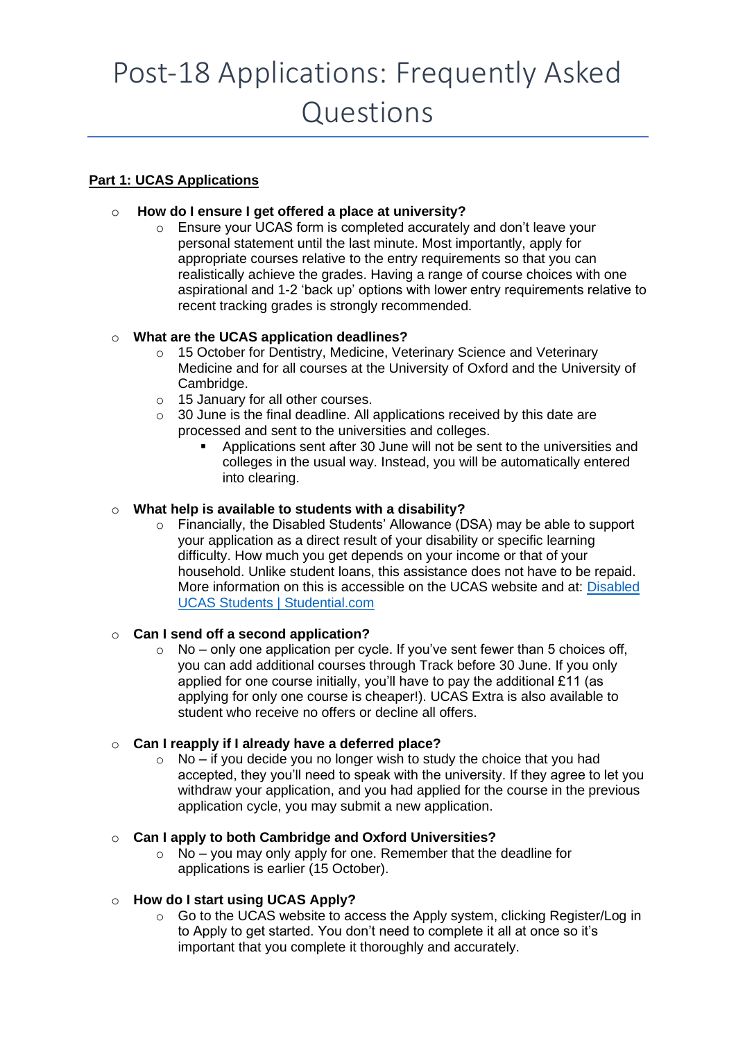# Post-18 Applications: Frequently Asked Questions

**Part 1: UCAS Applications**

- **How do I ensure I get offered a place at university?**
  - Ensure your UCAS form is completed accurately and don't leave your personal statement until the last minute. Most importantly, apply for appropriate courses relative to the entry requirements so that you can realistically achieve the grades. Having a range of course choices with one aspirational and 1-2 'back up' options with lower entry requirements relative to recent tracking grades is strongly recommended.

- **What are the UCAS application deadlines?**
  - 15 October for Dentistry, Medicine, Veterinary Science and Veterinary Medicine and for all courses at the University of Oxford and the University of Cambridge.
  - 15 January for all other courses.
  - 30 June is the final deadline. All applications received by this date are processed and sent to the universities and colleges.
    - Applications sent after 30 June will not be sent to the universities and colleges in the usual way. Instead, you will be automatically entered into clearing.

- **What help is available to students with a disability?**
  - Financially, the Disabled Students' Allowance (DSA) may be able to support your application as a direct result of your disability or specific learning difficulty. How much you get depends on your income or that of your household. Unlike student loans, this assistance does not have to be repaid. More information on this is accessible on the UCAS website and at: Disabled UCAS Students | Studential.com

- **Can I send off a second application?**
  - No – only one application per cycle. If you've sent fewer than 5 choices off, you can add additional courses through Track before 30 June. If you only applied for one course initially, you'll have to pay the additional £11 (as applying for only one course is cheaper!). UCAS Extra is also available to student who receive no offers or decline all offers.

- **Can I reapply if I already have a deferred place?**
  - No – if you decide you no longer wish to study the choice that you had accepted, they you'll need to speak with the university. If they agree to let you withdraw your application, and you had applied for the course in the previous application cycle, you may submit a new application.

- **Can I apply to both Cambridge and Oxford Universities?**
  - No – you may only apply for one. Remember that the deadline for applications is earlier (15 October).

- **How do I start using UCAS Apply?**
  - Go to the UCAS website to access the Apply system, clicking Register/Log in to Apply to get started. You don't need to complete it all at once so it's important that you complete it thoroughly and accurately.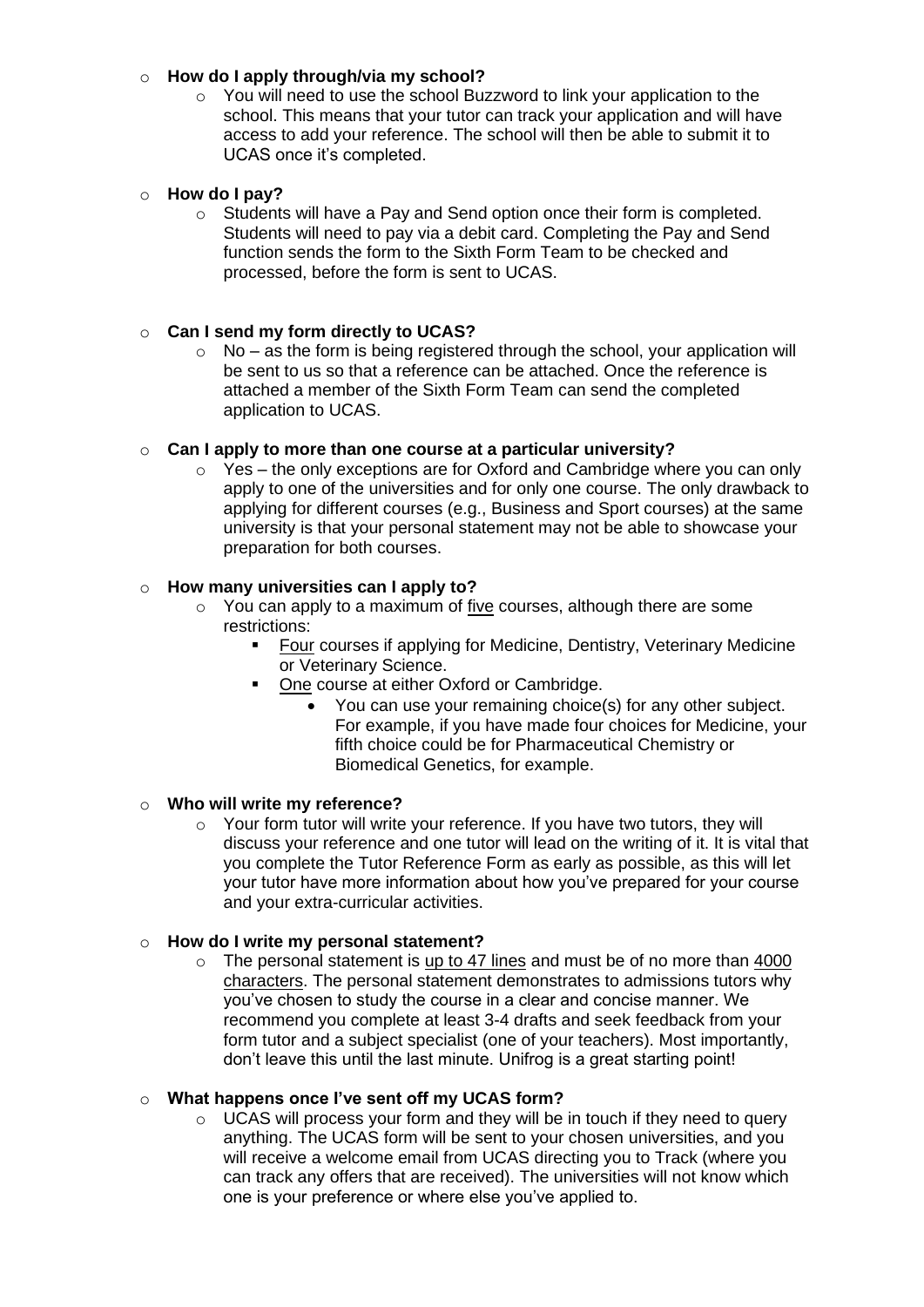- **How do I apply through/via my school?**
  - You will need to use the school Buzzword to link your application to the school. This means that your tutor can track your application and will have access to add your reference. The school will then be able to submit it to UCAS once it's completed.

- **How do I pay?**
  - Students will have a Pay and Send option once their form is completed. Students will need to pay via a debit card. Completing the Pay and Send function sends the form to the Sixth Form Team to be checked and processed, before the form is sent to UCAS.

- **Can I send my form directly to UCAS?**
  - No – as the form is being registered through the school, your application will be sent to us so that a reference can be attached. Once the reference is attached a member of the Sixth Form Team can send the completed application to UCAS.

- **Can I apply to more than one course at a particular university?**
  - Yes – the only exceptions are for Oxford and Cambridge where you can only apply to one of the universities and for only one course. The only drawback to applying for different courses (e.g., Business and Sport courses) at the same university is that your personal statement may not be able to showcase your preparation for both courses.

- **How many universities can I apply to?**
  - You can apply to a maximum of <u>five</u> courses, although there are some restrictions:
    - <u>Four</u> courses if applying for Medicine, Dentistry, Veterinary Medicine or Veterinary Science.
    - <u>One</u> course at either Oxford or Cambridge.
      - You can use your remaining choice(s) for any other subject. For example, if you have made four choices for Medicine, your fifth choice could be for Pharmaceutical Chemistry or Biomedical Genetics, for example.

- **Who will write my reference?**
  - Your form tutor will write your reference. If you have two tutors, they will discuss your reference and one tutor will lead on the writing of it. It is vital that you complete the Tutor Reference Form as early as possible, as this will let your tutor have more information about how you've prepared for your course and your extra-curricular activities.

- **How do I write my personal statement?**
  - The personal statement is <u>up to 47 lines</u> and must be of no more than <u>4000 characters</u>. The personal statement demonstrates to admissions tutors why you've chosen to study the course in a clear and concise manner. We recommend you complete at least 3-4 drafts and seek feedback from your form tutor and a subject specialist (one of your teachers). Most importantly, don't leave this until the last minute. Unifrog is a great starting point!

- **What happens once I've sent off my UCAS form?**
  - UCAS will process your form and they will be in touch if they need to query anything. The UCAS form will be sent to your chosen universities, and you will receive a welcome email from UCAS directing you to Track (where you can track any offers that are received). The universities will not know which one is your preference or where else you've applied to.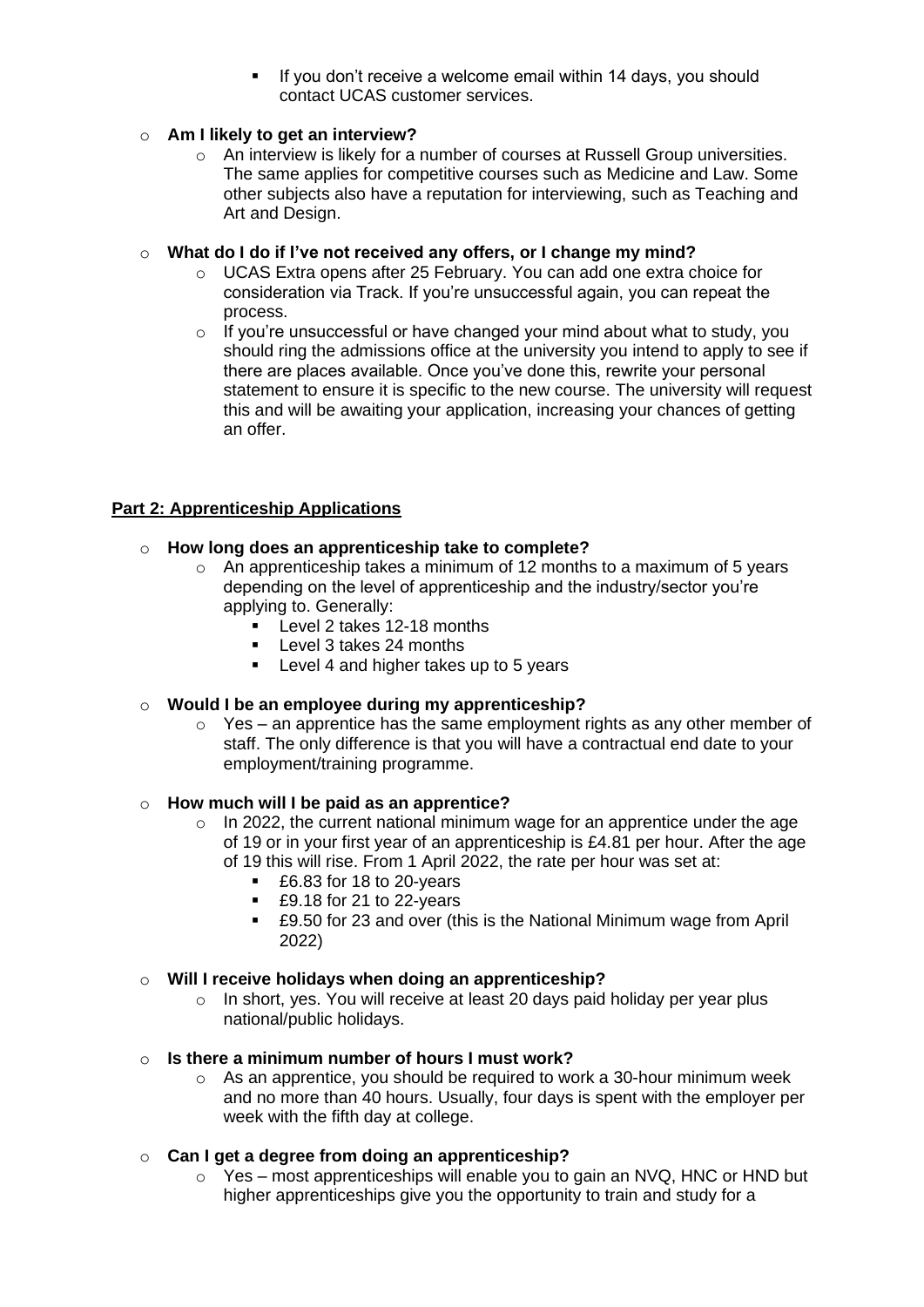- If you don't receive a welcome email within 14 days, you should contact UCAS customer services.

- **Am I likely to get an interview?**
    - An interview is likely for a number of courses at Russell Group universities. The same applies for competitive courses such as Medicine and Law. Some other subjects also have a reputation for interviewing, such as Teaching and Art and Design.

- **What do I do if I've not received any offers, or I change my mind?**
    - UCAS Extra opens after 25 February. You can add one extra choice for consideration via Track. If you're unsuccessful again, you can repeat the process.
    - If you're unsuccessful or have changed your mind about what to study, you should ring the admissions office at the university you intend to apply to see if there are places available. Once you've done this, rewrite your personal statement to ensure it is specific to the new course. The university will request this and will be awaiting your application, increasing your chances of getting an offer.

## Part 2: Apprenticeship Applications

- **How long does an apprenticeship take to complete?**
    - An apprenticeship takes a minimum of 12 months to a maximum of 5 years depending on the level of apprenticeship and the industry/sector you're applying to. Generally:
        - Level 2 takes 12-18 months
        - Level 3 takes 24 months
        - Level 4 and higher takes up to 5 years

- **Would I be an employee during my apprenticeship?**
    - Yes – an apprentice has the same employment rights as any other member of staff. The only difference is that you will have a contractual end date to your employment/training programme.

- **How much will I be paid as an apprentice?**
    - In 2022, the current national minimum wage for an apprentice under the age of 19 or in your first year of an apprenticeship is £4.81 per hour. After the age of 19 this will rise. From 1 April 2022, the rate per hour was set at:
        - £6.83 for 18 to 20-years
        - £9.18 for 21 to 22-years
        - £9.50 for 23 and over (this is the National Minimum wage from April 2022)

- **Will I receive holidays when doing an apprenticeship?**
    - In short, yes. You will receive at least 20 days paid holiday per year plus national/public holidays.

- **Is there a minimum number of hours I must work?**
    - As an apprentice, you should be required to work a 30-hour minimum week and no more than 40 hours. Usually, four days is spent with the employer per week with the fifth day at college.

- **Can I get a degree from doing an apprenticeship?**
    - Yes – most apprenticeships will enable you to gain an NVQ, HNC or HND but higher apprenticeships give you the opportunity to train and study for a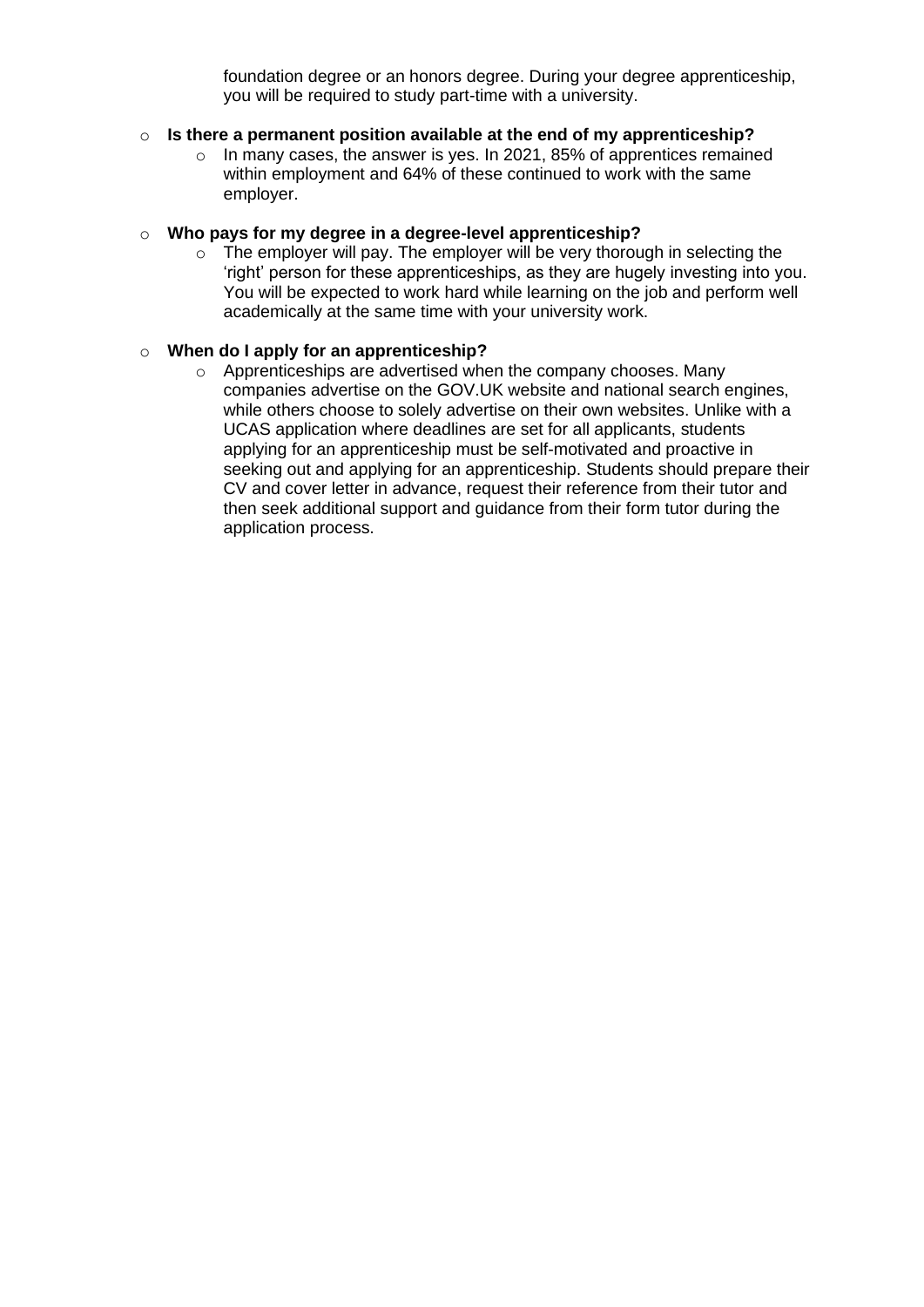foundation degree or an honors degree. During your degree apprenticeship, you will be required to study part-time with a university.

- **Is there a permanent position available at the end of my apprenticeship?**
  - In many cases, the answer is yes. In 2021, 85% of apprentices remained within employment and 64% of these continued to work with the same employer.

- **Who pays for my degree in a degree-level apprenticeship?**
  - The employer will pay. The employer will be very thorough in selecting the 'right' person for these apprenticeships, as they are hugely investing into you. You will be expected to work hard while learning on the job and perform well academically at the same time with your university work.

- **When do I apply for an apprenticeship?**
  - Apprenticeships are advertised when the company chooses. Many companies advertise on the GOV.UK website and national search engines, while others choose to solely advertise on their own websites. Unlike with a UCAS application where deadlines are set for all applicants, students applying for an apprenticeship must be self-motivated and proactive in seeking out and applying for an apprenticeship. Students should prepare their CV and cover letter in advance, request their reference from their tutor and then seek additional support and guidance from their form tutor during the application process.